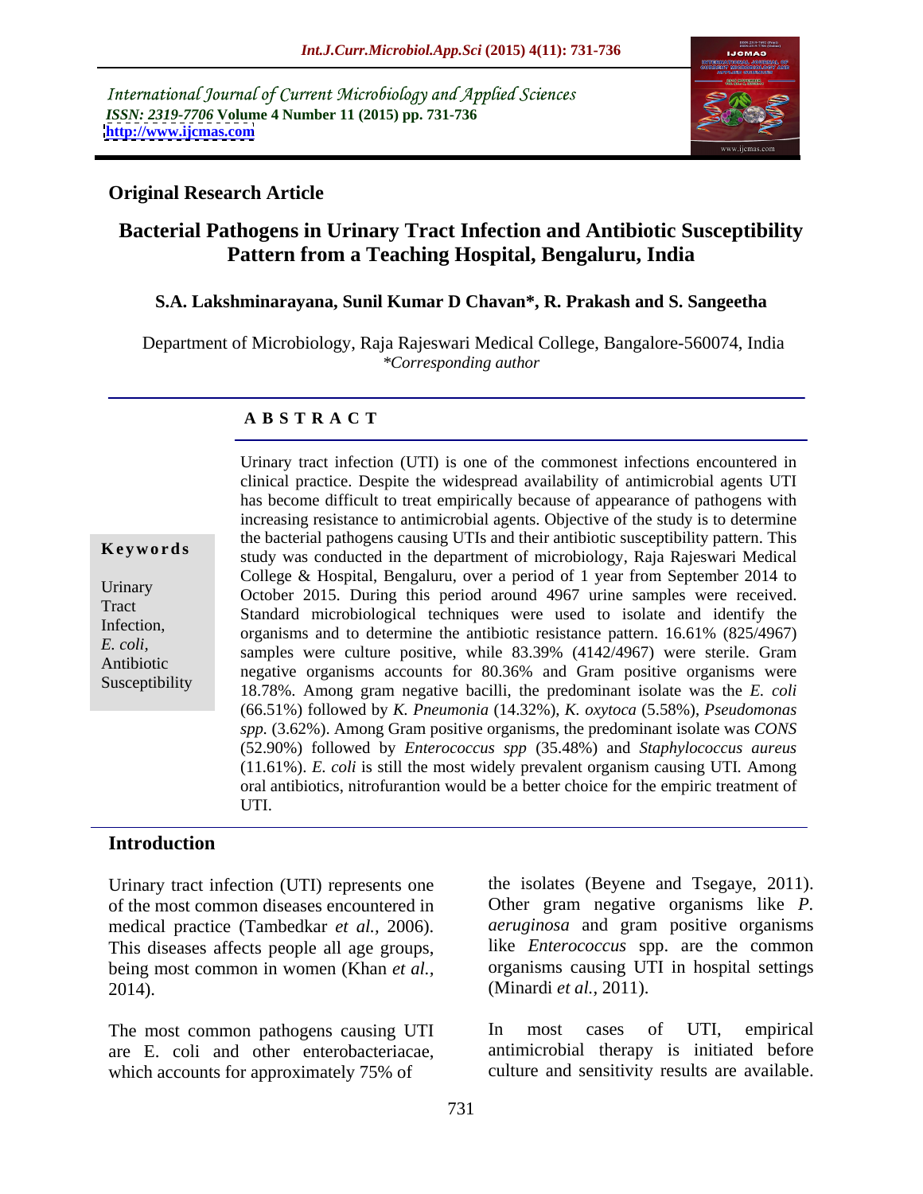International Journal of Current Microbiology and Applied Sciences
*ISSN: 2319-7706* **Volume 4 Number 11 (2015) pp. 731-736**
**http://www.ijcmas.com**

**Original Research Article**

# Bacterial Pathogens in Urinary Tract Infection and Antibiotic Susceptibility Pattern from a Teaching Hospital, Bengaluru, India

**S.A. Lakshminarayana, Sunil Kumar D Chavan*, R. Prakash and S. Sangeetha**

Department of Microbiology, Raja Rajeswari Medical College, Bangalore-560074, India
*\*Corresponding author*

## ABSTRACT

**Keywords**

Urinary Tract Infection, *E. coli*, Antibiotic Susceptibility

Urinary tract infection (UTI) is one of the commonest infections encountered in clinical practice. Despite the widespread availability of antimicrobial agents UTI has become difficult to treat empirically because of appearance of pathogens with increasing resistance to antimicrobial agents. Objective of the study is to determine the bacterial pathogens causing UTIs and their antibiotic susceptibility pattern. This study was conducted in the department of microbiology, Raja Rajeswari Medical College & Hospital, Bengaluru, over a period of 1 year from September 2014 to October 2015. During this period around 4967 urine samples were received. Standard microbiological techniques were used to isolate and identify the organisms and to determine the antibiotic resistance pattern. 16.61% (825/4967) samples were culture positive, while 83.39% (4142/4967) were sterile. Gram negative organisms accounts for 80.36% and Gram positive organisms were 18.78%. Among gram negative bacilli, the predominant isolate was the *E. coli* (66.51%) followed by *K. Pneumonia* (14.32%), *K. oxytoca* (5.58%), *Pseudomonas spp.* (3.62%). Among Gram positive organisms, the predominant isolate was *CONS* (52.90%) followed by *Enterococcus spp* (35.48%) and *Staphylococcus aureus* (11.61%). *E. coli* is still the most widely prevalent organism causing UTI. Among oral antibiotics, nitrofurantion would be a better choice for the empiric treatment of UTI.

## Introduction

Urinary tract infection (UTI) represents one of the most common diseases encountered in medical practice (Tambedkar *et al.*, 2006). This diseases affects people all age groups, being most common in women (Khan *et al.*, 2014).

The most common pathogens causing UTI are E. coli and other enterobacteriacae, which accounts for approximately 75% of the isolates (Beyene and Tsegaye, 2011). Other gram negative organisms like *P. aeruginosa* and gram positive organisms like *Enterococcus* spp. are the common organisms causing UTI in hospital settings (Minardi *et al.*, 2011).

In most cases of UTI, empirical antimicrobial therapy is initiated before culture and sensitivity results are available.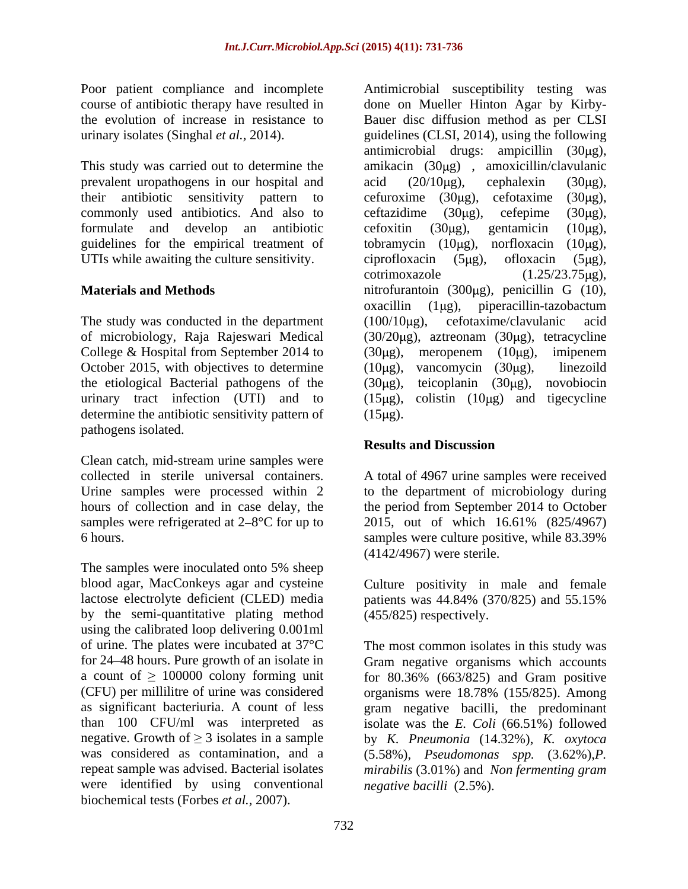Poor patient compliance and incomplete course of antibiotic therapy have resulted in the evolution of increase in resistance to urinary isolates (Singhal *et al.,* 2014).

This study was carried out to determine the prevalent uropathogens in our hospital and their antibiotic sensitivity pattern to commonly used antibiotics. And also to formulate and develop an antibiotic guidelines for the empirical treatment of UTIs while awaiting the culture sensitivity.

## Materials and Methods

The study was conducted in the department of microbiology, Raja Rajeswari Medical College & Hospital from September 2014 to October 2015, with objectives to determine the etiological Bacterial pathogens of the urinary tract infection (UTI) and to determine the antibiotic sensitivity pattern of pathogens isolated.

Clean catch, mid-stream urine samples were collected in sterile universal containers. Urine samples were processed within 2 hours of collection and in case delay, the samples were refrigerated at 2–8°C for up to 6 hours.

The samples were inoculated onto 5% sheep blood agar, MacConkeys agar and cysteine lactose electrolyte deficient (CLED) media by the semi-quantitative plating method using the calibrated loop delivering 0.001ml of urine. The plates were incubated at 37°C for 24–48 hours. Pure growth of an isolate in a count of $\geq$ 100000 colony forming unit (CFU) per millilitre of urine was considered as significant bacteriuria. A count of less than 100 CFU/ml was interpreted as negative. Growth of $\geq$ 3 isolates in a sample was considered as contamination, and a repeat sample was advised. Bacterial isolates were identified by using conventional biochemical tests (Forbes *et al.,* 2007).

Antimicrobial susceptibility testing was done on Mueller Hinton Agar by Kirby-Bauer disc diffusion method as per CLSI guidelines (CLSI, 2014), using the following antimicrobial drugs: ampicillin (30μg), amikacin (30μg) , amoxicillin/clavulanic acid (20/10μg), cephalexin (30μg), cefuroxime (30μg), cefotaxime (30μg), ceftazidime (30μg), cefepime (30μg), cefoxitin (30μg), gentamicin (10μg), tobramycin (10μg), norfloxacin (10μg), ciprofloxacin (5μg), ofloxacin (5μg), cotrimoxazole (1.25/23.75μg), nitrofurantoin (300μg), penicillin G (10), oxacillin (1μg), piperacillin-tazobactum (100/10μg), cefotaxime/clavulanic acid (30/20μg), aztreonam (30μg), tetracycline (30μg), meropenem (10μg), imipenem (10μg), vancomycin (30μg), linezoild (30μg), teicoplanin (30μg), novobiocin (15μg), colistin (10μg) and tigecycline (15μg).

## Results and Discussion

A total of 4967 urine samples were received to the department of microbiology during the period from September 2014 to October 2015, out of which 16.61% (825/4967) samples were culture positive, while 83.39% (4142/4967) were sterile.

Culture positivity in male and female patients was 44.84% (370/825) and 55.15% (455/825) respectively.

The most common isolates in this study was Gram negative organisms which accounts for 80.36% (663/825) and Gram positive organisms were 18.78% (155/825). Among gram negative bacilli, the predominant isolate was the *E. Coli* (66.51%) followed by *K. Pneumonia* (14.32%), *K. oxytoca* (5.58%), *Pseudomonas spp.* (3.62%),*P. mirabilis* (3.01%) and *Non fermenting gram negative bacilli* (2.5%).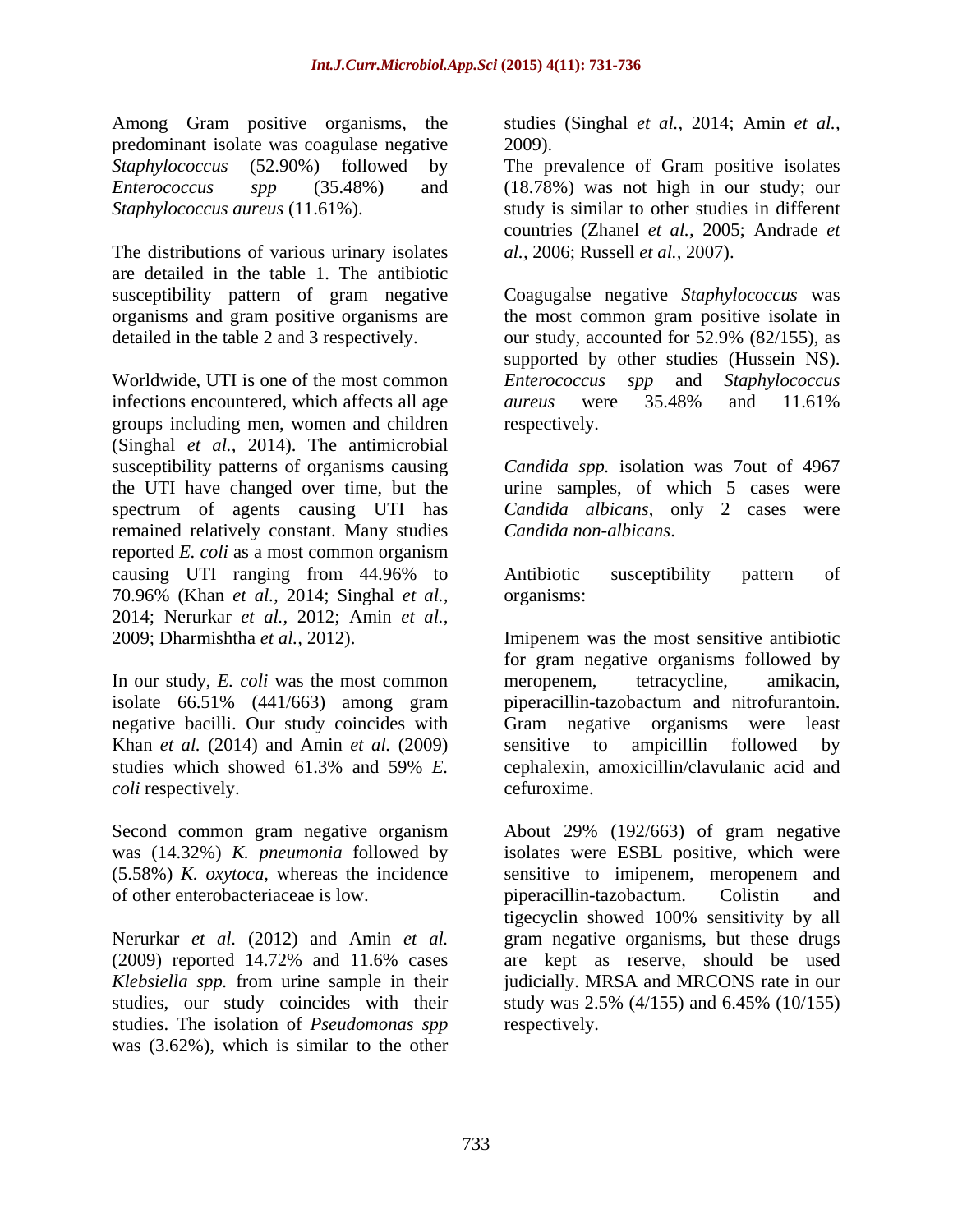Among Gram positive organisms, the predominant isolate was coagulase negative *Staphylococcus* (52.90%) followed by *Enterococcus spp* (35.48%) and *Staphylococcus aureus* (11.61%).

The distributions of various urinary isolates are detailed in the table 1. The antibiotic susceptibility pattern of gram negative organisms and gram positive organisms are detailed in the table 2 and 3 respectively.

Worldwide, UTI is one of the most common infections encountered, which affects all age groups including men, women and children (Singhal *et al.,* 2014). The antimicrobial susceptibility patterns of organisms causing the UTI have changed over time, but the spectrum of agents causing UTI has remained relatively constant. Many studies reported *E. coli* as a most common organism causing UTI ranging from 44.96% to 70.96% (Khan *et al.,* 2014; Singhal *et al.,* 2014; Nerurkar *et al.,* 2012; Amin *et al.,* 2009; Dharmishtha *et al.,* 2012).

In our study, *E. coli* was the most common isolate 66.51% (441/663) among gram negative bacilli. Our study coincides with Khan *et al.* (2014) and Amin *et al.* (2009) studies which showed 61.3% and 59% *E. coli* respectively.

Second common gram negative organism was (14.32%) *K. pneumonia* followed by (5.58%) *K. oxytoca*, whereas the incidence of other enterobacteriaceae is low.

Nerurkar *et al.* (2012) and Amin *et al.* (2009) reported 14.72% and 11.6% cases *Klebsiella spp.* from urine sample in their studies, our study coincides with their studies. The isolation of *Pseudomonas spp* was (3.62%), which is similar to the other studies (Singhal *et al.,* 2014; Amin *et al.,* 2009).

The prevalence of Gram positive isolates (18.78%) was not high in our study; our study is similar to other studies in different countries (Zhanel *et al.,* 2005; Andrade *et al.,* 2006; Russell *et al.,* 2007).

Coagugalse negative *Staphylococcus* was the most common gram positive isolate in our study, accounted for 52.9% (82/155), as supported by other studies (Hussein NS). *Enterococcus spp* and *Staphylococcus aureus* were 35.48% and 11.61% respectively.

*Candida spp.* isolation was 7out of 4967 urine samples, of which 5 cases were *Candida albicans*, only 2 cases were *Candida non-albicans*.

Antibiotic susceptibility pattern of organisms:

Imipenem was the most sensitive antibiotic for gram negative organisms followed by meropenem, tetracycline, amikacin, piperacillin-tazobactum and nitrofurantoin. Gram negative organisms were least sensitive to ampicillin followed by cephalexin, amoxicillin/clavulanic acid and cefuroxime.

About 29% (192/663) of gram negative isolates were ESBL positive, which were sensitive to imipenem, meropenem and piperacillin-tazobactum. Colistin and tigecyclin showed 100% sensitivity by all gram negative organisms, but these drugs are kept as reserve, should be used judicially. MRSA and MRCONS rate in our study was 2.5% (4/155) and 6.45% (10/155) respectively.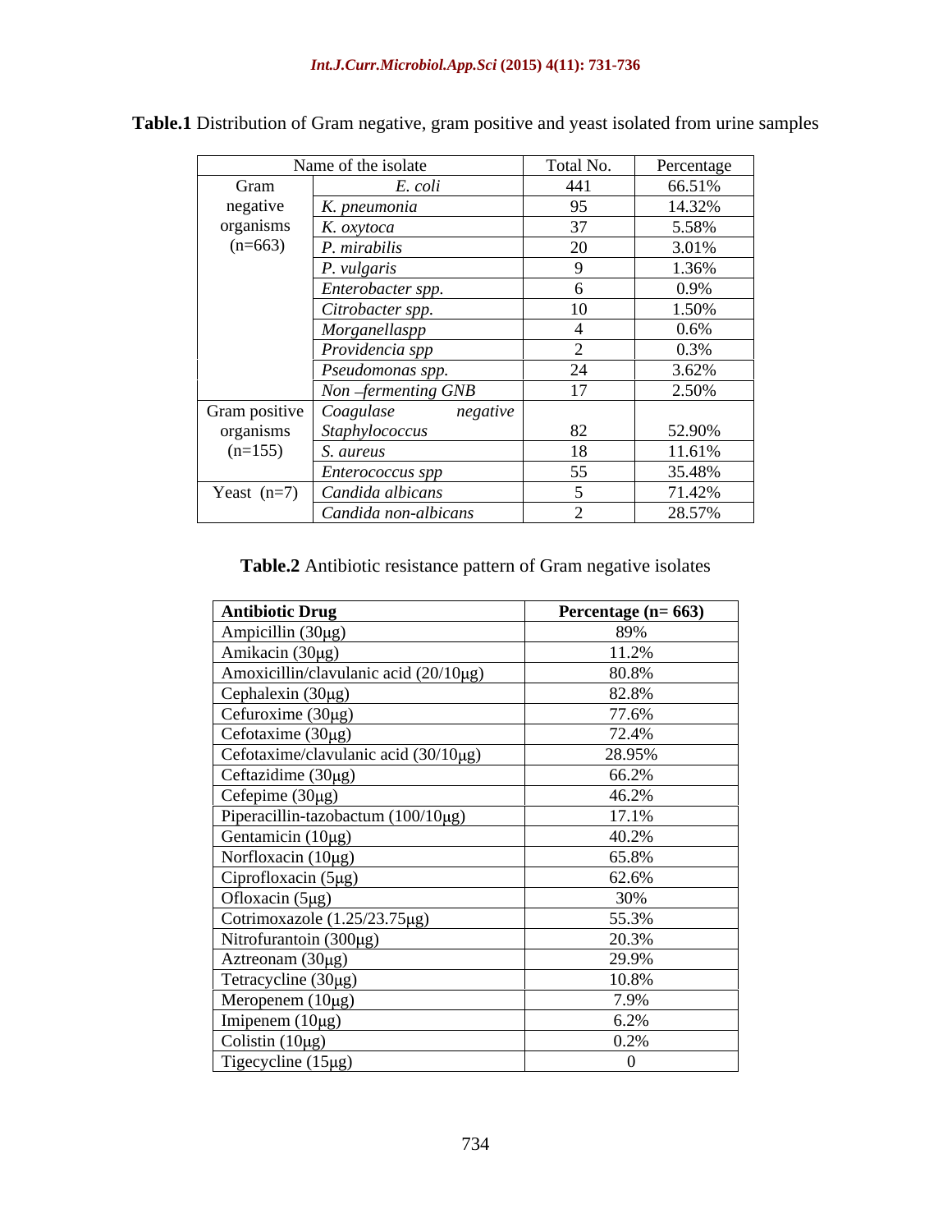**Table.1** Distribution of Gram negative, gram positive and yeast isolated from urine samples

| Name of the isolate | | Total No. | Percentage |
|---|---|---|---|
| Gram negative organisms (n=663) | *E. coli* | 441 | 66.51% |
| | *K. pneumonia* | 95 | 14.32% |
| | *K. oxytoca* | 37 | 5.58% |
| | *P. mirabilis* | 20 | 3.01% |
| | *P. vulgaris* | 9 | 1.36% |
| | *Enterobacter spp.* | 6 | 0.9% |
| | *Citrobacter spp.* | 10 | 1.50% |
| | *Morganellaspp* | 4 | 0.6% |
| | *Providencia spp* | 2 | 0.3% |
| | *Pseudomonas spp.* | 24 | 3.62% |
| | *Non –fermenting GNB* | 17 | 2.50% |
| Gram positive organisms (n=155) | *Coagulase negative Staphylococcus* | 82 | 52.90% |
| | *S. aureus* | 18 | 11.61% |
| | *Enterococcus spp* | 55 | 35.48% |
| Yeast (n=7) | *Candida albicans* | 5 | 71.42% |
| | *Candida non-albicans* | 2 | 28.57% |

**Table.2** Antibiotic resistance pattern of Gram negative isolates

| **Antibiotic Drug** | **Percentage (n= 663)** |
|---|---|
| Ampicillin (30μg) | 89% |
| Amikacin (30μg) | 11.2% |
| Amoxicillin/clavulanic acid (20/10μg) | 80.8% |
| Cephalexin (30μg) | 82.8% |
| Cefuroxime (30μg) | 77.6% |
| Cefotaxime (30μg) | 72.4% |
| Cefotaxime/clavulanic acid (30/10μg) | 28.95% |
| Ceftazidime (30μg) | 66.2% |
| Cefepime (30μg) | 46.2% |
| Piperacillin-tazobactum (100/10μg) | 17.1% |
| Gentamicin (10μg) | 40.2% |
| Norfloxacin (10μg) | 65.8% |
| Ciprofloxacin (5μg) | 62.6% |
| Ofloxacin (5μg) | 30% |
| Cotrimoxazole (1.25/23.75μg) | 55.3% |
| Nitrofurantoin (300μg) | 20.3% |
| Aztreonam (30μg) | 29.9% |
| Tetracycline (30μg) | 10.8% |
| Meropenem (10μg) | 7.9% |
| Imipenem (10μg) | 6.2% |
| Colistin (10μg) | 0.2% |
| Tigecycline (15μg) | 0 |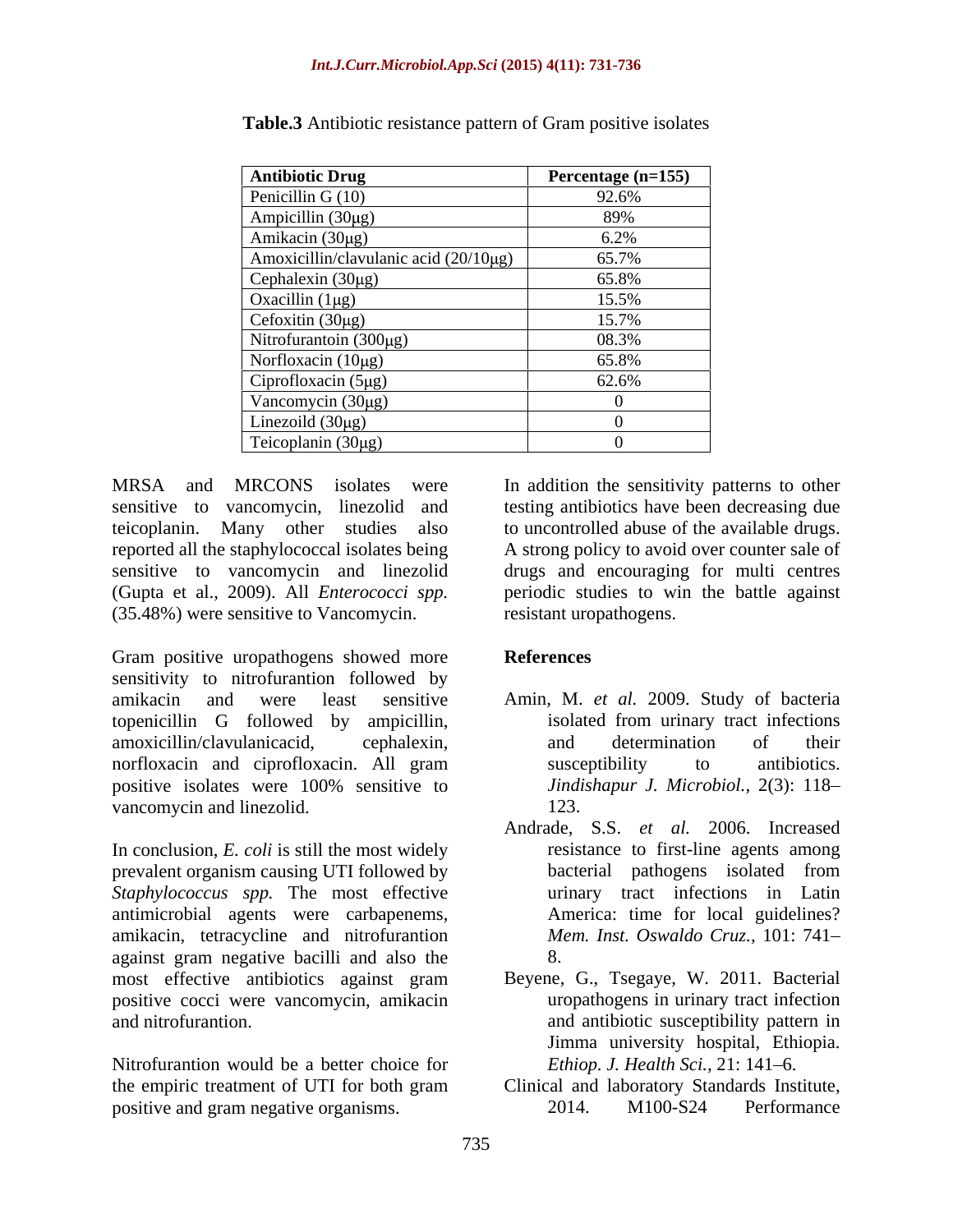**Table.3** Antibiotic resistance pattern of Gram positive isolates

| Antibiotic Drug | Percentage (n=155) |
|---|---|
| Penicillin G (10) | 92.6% |
| Ampicillin (30μg) | 89% |
| Amikacin (30μg) | 6.2% |
| Amoxicillin/clavulanic acid (20/10μg) | 65.7% |
| Cephalexin (30μg) | 65.8% |
| Oxacillin (1μg) | 15.5% |
| Cefoxitin (30μg) | 15.7% |
| Nitrofurantoin (300μg) | 08.3% |
| Norfloxacin (10μg) | 65.8% |
| Ciprofloxacin (5μg) | 62.6% |
| Vancomycin (30μg) | 0 |
| Linezoild (30μg) | 0 |
| Teicoplanin (30μg) | 0 |

MRSA and MRCONS isolates were sensitive to vancomycin, linezolid and teicoplanin. Many other studies also reported all the staphylococcal isolates being sensitive to vancomycin and linezolid (Gupta et al., 2009). All *Enterococci spp.* (35.48%) were sensitive to Vancomycin.

Gram positive uropathogens showed more sensitivity to nitrofurantion followed by amikacin and were least sensitive topenicillin G followed by ampicillin, amoxicillin/clavulanicacid, cephalexin, norfloxacin and ciprofloxacin. All gram positive isolates were 100% sensitive to vancomycin and linezolid.

In conclusion, *E. coli* is still the most widely prevalent organism causing UTI followed by *Staphylococcus spp.* The most effective antimicrobial agents were carbapenems, amikacin, tetracycline and nitrofurantion against gram negative bacilli and also the most effective antibiotics against gram positive cocci were vancomycin, amikacin and nitrofurantion.

Nitrofurantion would be a better choice for the empiric treatment of UTI for both gram positive and gram negative organisms.

In addition the sensitivity patterns to other testing antibiotics have been decreasing due to uncontrolled abuse of the available drugs. A strong policy to avoid over counter sale of drugs and encouraging for multi centres periodic studies to win the battle against resistant uropathogens.

## References

Amin, M. *et al.* 2009. Study of bacteria isolated from urinary tract infections and determination of their susceptibility to antibiotics. *Jindishapur J. Microbiol.,* 2(3): 118–123.

Andrade, S.S. *et al.* 2006. Increased resistance to first-line agents among bacterial pathogens isolated from urinary tract infections in Latin America: time for local guidelines? *Mem. Inst. Oswaldo Cruz.,* 101: 741–8.

Beyene, G., Tsegaye, W. 2011. Bacterial uropathogens in urinary tract infection and antibiotic susceptibility pattern in Jimma university hospital, Ethiopia. *Ethiop. J. Health Sci.,* 21: 141–6.

Clinical and laboratory Standards Institute, 2014. M100-S24 Performance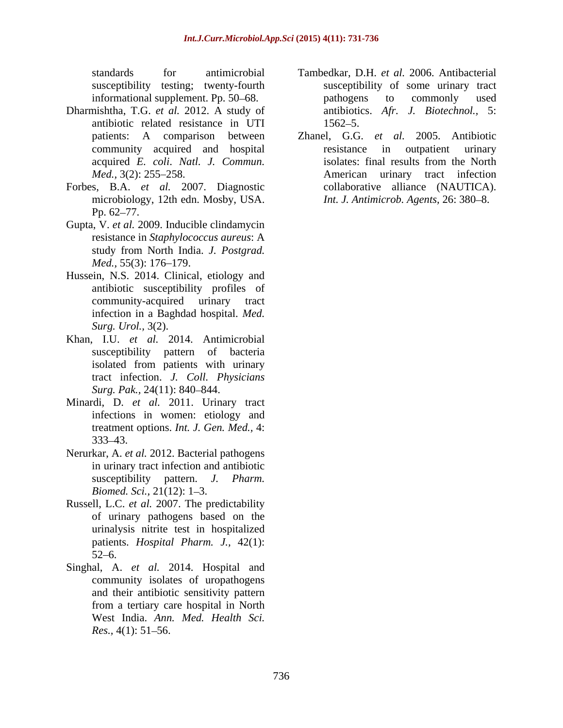standards for antimicrobial susceptibility testing; twenty-fourth informational supplement. Pp. 50–68.

Dharmishtha, T.G. *et al.* 2012. A study of antibiotic related resistance in UTI patients: A comparison between community acquired and hospital acquired *E. coli*. *Natl. J. Commun. Med.,* 3(2): 255–258.

Forbes, B.A. *et al.* 2007. Diagnostic microbiology, 12th edn. Mosby, USA. Pp. 62–77.

Gupta, V. *et al.* 2009. Inducible clindamycin resistance in *Staphylococcus aureus*: A study from North India. *J. Postgrad. Med.,* 55(3): 176–179.

Hussein, N.S. 2014. Clinical, etiology and antibiotic susceptibility profiles of community-acquired urinary tract infection in a Baghdad hospital. *Med. Surg. Urol.,* 3(2).

Khan, I.U. *et al.* 2014. Antimicrobial susceptibility pattern of bacteria isolated from patients with urinary tract infection. *J. Coll. Physicians Surg. Pak.,* 24(11): 840–844.

Minardi, D. *et al.* 2011. Urinary tract infections in women: etiology and treatment options. *Int. J. Gen. Med.,* 4: 333–43.

Nerurkar, A. *et al.* 2012. Bacterial pathogens in urinary tract infection and antibiotic susceptibility pattern. *J. Pharm. Biomed. Sci.,* 21(12): 1–3.

Russell, L.C. *et al.* 2007. The predictability of urinary pathogens based on the urinalysis nitrite test in hospitalized patients. *Hospital Pharm. J.,* 42(1): 52–6.

Singhal, A. *et al.* 2014. Hospital and community isolates of uropathogens and their antibiotic sensitivity pattern from a tertiary care hospital in North West India. *Ann. Med. Health Sci. Res.,* 4(1): 51–56.

Tambedkar, D.H. *et al.* 2006. Antibacterial susceptibility of some urinary tract pathogens to commonly used antibiotics. *Afr. J. Biotechnol.,* 5: 1562–5.

Zhanel, G.G. *et al.* 2005. Antibiotic resistance in outpatient urinary isolates: final results from the North American urinary tract infection collaborative alliance (NAUTICA). *Int. J. Antimicrob. Agents,* 26: 380–8.